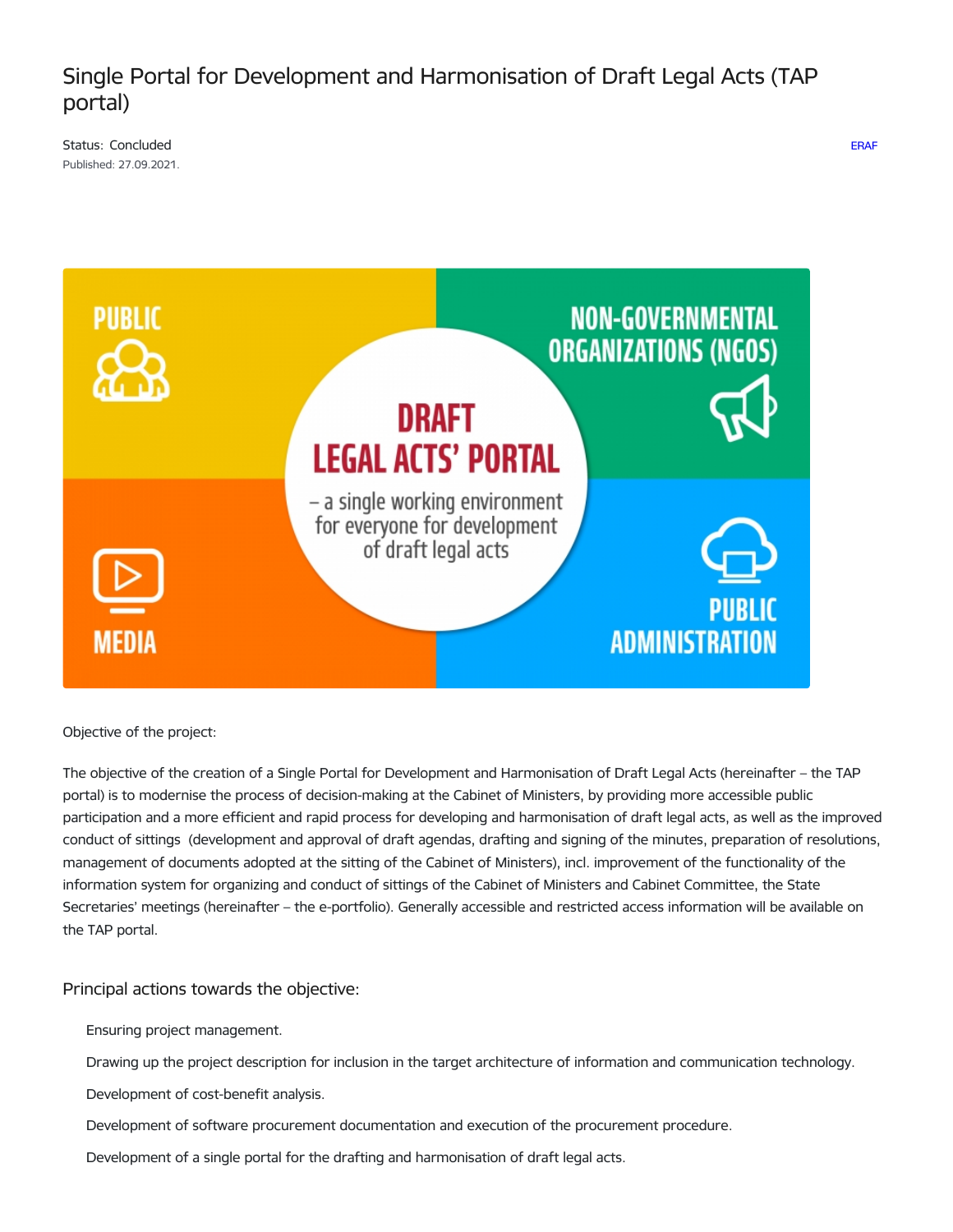# Single Portal for Development and Harmonisation of Draft Legal Acts (TAP portal)

Status: Concluded

ERAF

Published: 27.09.2021.

Objective of the project:

The objective of the creation of a Single Portal for Development and Harmonisation of Draft Legal Acts (hereinafter – the TAP portal) is to modernise the process of decision-making at the Cabinet of Ministers, by providing more accessible public participation and a more efficient and rapid process for developing and harmonisation of draft legal acts, as well as the improved conduct of sittings (development and approval of draft agendas, drafting and signing of the minutes, preparation of resolutions, management of documents adopted at the sitting of the Cabinet of Ministers), incl. improvement of the functionality of the information system for organizing and conduct of sittings of the Cabinet of Ministers and Cabinet Committee, the State Secretaries' meetings (hereinafter – the e-portfolio). Generally accessible and restricted access information will be available on the TAP portal.

## Principal actions towards the objective:

- Ensuring project management.
- Drawing up the project description for inclusion in the target architecture of information and communication technology.
- Development of cost-benefit analysis.
- Development of software procurement documentation and execution of the procurement procedure.
- Development of a single portal for the drafting and harmonisation of draft legal acts.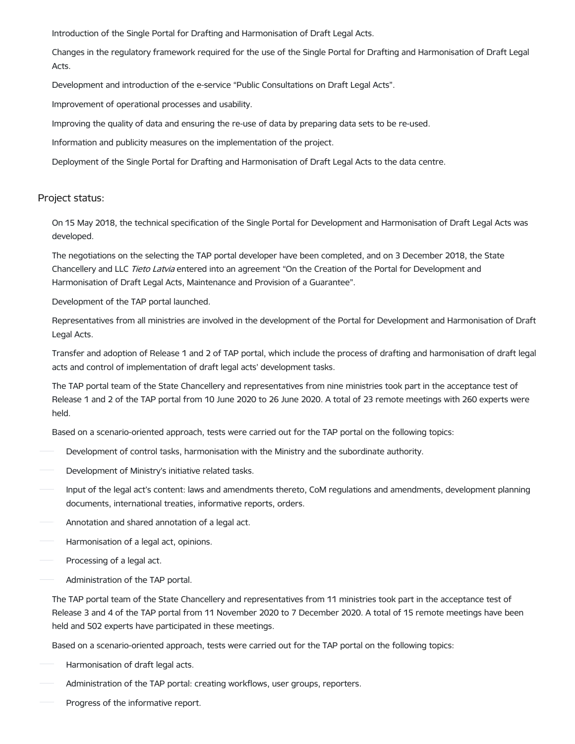Introduction of the Single Portal for Drafting and Harmonisation of Draft Legal Acts.

Changes in the regulatory framework required for the use of the Single Portal for Drafting and Harmonisation of Draft Legal Acts.

Development and introduction of the e-service “Public Consultations on Draft Legal Acts”.

Improvement of operational processes and usability.

Improving the quality of data and ensuring the re-use of data by preparing data sets to be re-used.

Information and publicity measures on the implementation of the project.

Deployment of the Single Portal for Drafting and Harmonisation of Draft Legal Acts to the data centre.

## Project status:

On 15 May 2018, the technical specification of the Single Portal for Development and Harmonisation of Draft Legal Acts was developed.

The negotiations on the selecting the TAP portal developer have been completed, and on 3 December 2018, the State Chancellery and LLC *Tieto Latvia* entered into an agreement “On the Creation of the Portal for Development and Harmonisation of Draft Legal Acts, Maintenance and Provision of a Guarantee”.

Development of the TAP portal launched.

Representatives from all ministries are involved in the development of the Portal for Development and Harmonisation of Draft Legal Acts.

Transfer and adoption of Release 1 and 2 of TAP portal, which include the process of drafting and harmonisation of draft legal acts and control of implementation of draft legal acts’ development tasks.

The TAP portal team of the State Chancellery and representatives from nine ministries took part in the acceptance test of Release 1 and 2 of the TAP portal from 10 June 2020 to 26 June 2020. A total of 23 remote meetings with 260 experts were held.

Based on a scenario-oriented approach, tests were carried out for the TAP portal on the following topics:

- Development of control tasks, harmonisation with the Ministry and the subordinate authority.
- Development of Ministry’s initiative related tasks.
- Input of the legal act’s content: laws and amendments thereto, CoM regulations and amendments, development planning documents, international treaties, informative reports, orders.
- Annotation and shared annotation of a legal act.
- Harmonisation of a legal act, opinions.
- Processing of a legal act.
- Administration of the TAP portal.

The TAP portal team of the State Chancellery and representatives from 11 ministries took part in the acceptance test of Release 3 and 4 of the TAP portal from 11 November 2020 to 7 December 2020. A total of 15 remote meetings have been held and 502 experts have participated in these meetings.

Based on a scenario-oriented approach, tests were carried out for the TAP portal on the following topics:

- Harmonisation of draft legal acts.
- Administration of the TAP portal: creating workflows, user groups, reporters.
- Progress of the informative report.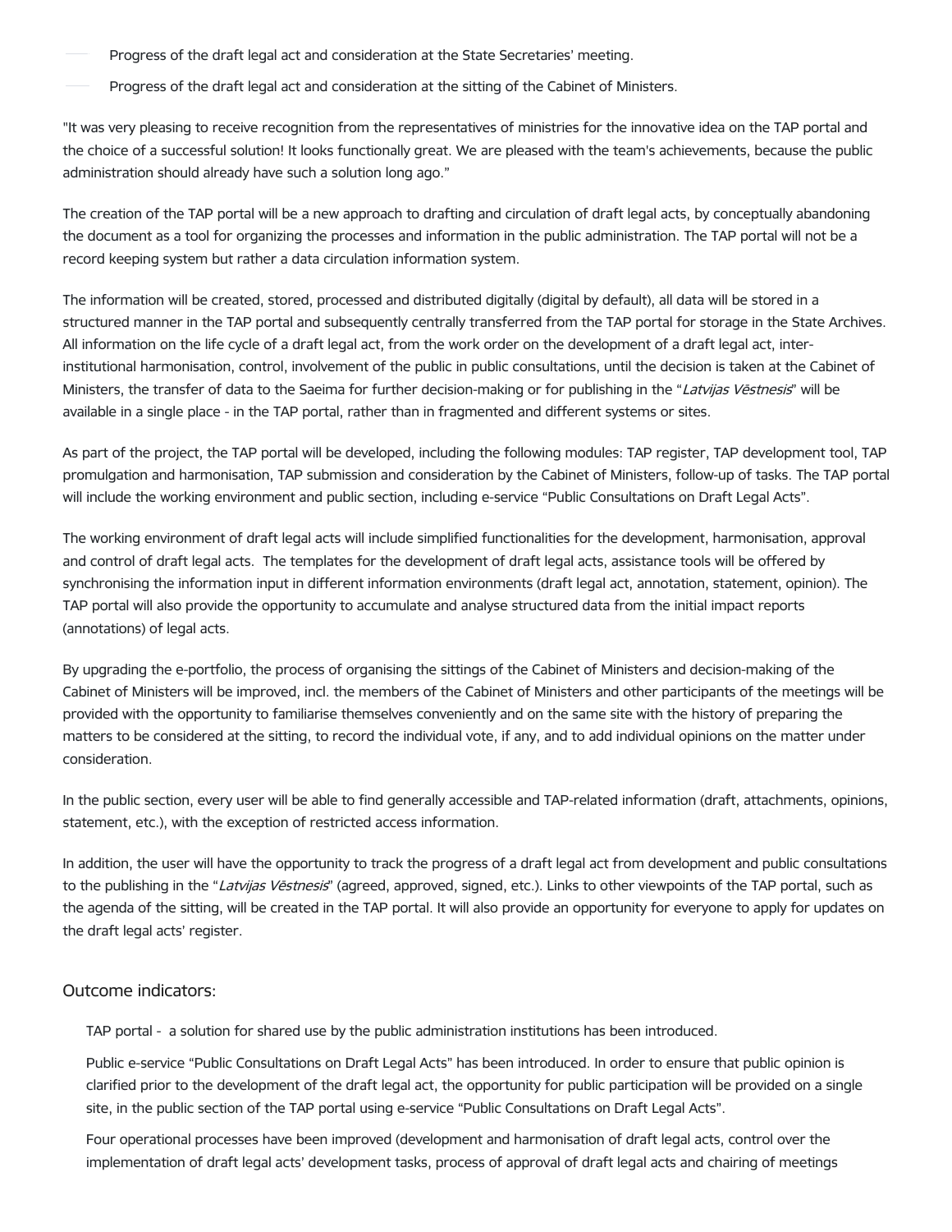- Progress of the draft legal act and consideration at the State Secretaries' meeting.
- Progress of the draft legal act and consideration at the sitting of the Cabinet of Ministers.

"It was very pleasing to receive recognition from the representatives of ministries for the innovative idea on the TAP portal and the choice of a successful solution! It looks functionally great. We are pleased with the team's achievements, because the public administration should already have such a solution long ago."

The creation of the TAP portal will be a new approach to drafting and circulation of draft legal acts, by conceptually abandoning the document as a tool for organizing the processes and information in the public administration. The TAP portal will not be a record keeping system but rather a data circulation information system.

The information will be created, stored, processed and distributed digitally (digital by default), all data will be stored in a structured manner in the TAP portal and subsequently centrally transferred from the TAP portal for storage in the State Archives. All information on the life cycle of a draft legal act, from the work order on the development of a draft legal act, inter-institutional harmonisation, control, involvement of the public in public consultations, until the decision is taken at the Cabinet of Ministers, the transfer of data to the Saeima for further decision-making or for publishing in the "*Latvijas Vēstnesis*" will be available in a single place - in the TAP portal, rather than in fragmented and different systems or sites.

As part of the project, the TAP portal will be developed, including the following modules: TAP register, TAP development tool, TAP promulgation and harmonisation, TAP submission and consideration by the Cabinet of Ministers, follow-up of tasks. The TAP portal will include the working environment and public section, including e-service "Public Consultations on Draft Legal Acts".

The working environment of draft legal acts will include simplified functionalities for the development, harmonisation, approval and control of draft legal acts. The templates for the development of draft legal acts, assistance tools will be offered by synchronising the information input in different information environments (draft legal act, annotation, statement, opinion). The TAP portal will also provide the opportunity to accumulate and analyse structured data from the initial impact reports (annotations) of legal acts.

By upgrading the e-portfolio, the process of organising the sittings of the Cabinet of Ministers and decision-making of the Cabinet of Ministers will be improved, incl. the members of the Cabinet of Ministers and other participants of the meetings will be provided with the opportunity to familiarise themselves conveniently and on the same site with the history of preparing the matters to be considered at the sitting, to record the individual vote, if any, and to add individual opinions on the matter under consideration.

In the public section, every user will be able to find generally accessible and TAP-related information (draft, attachments, opinions, statement, etc.), with the exception of restricted access information.

In addition, the user will have the opportunity to track the progress of a draft legal act from development and public consultations to the publishing in the "*Latvijas Vēstnesis*" (agreed, approved, signed, etc.). Links to other viewpoints of the TAP portal, such as the agenda of the sitting, will be created in the TAP portal. It will also provide an opportunity for everyone to apply for updates on the draft legal acts' register.

## Outcome indicators:

TAP portal - a solution for shared use by the public administration institutions has been introduced.

Public e-service "Public Consultations on Draft Legal Acts" has been introduced. In order to ensure that public opinion is clarified prior to the development of the draft legal act, the opportunity for public participation will be provided on a single site, in the public section of the TAP portal using e-service "Public Consultations on Draft Legal Acts".

Four operational processes have been improved (development and harmonisation of draft legal acts, control over the implementation of draft legal acts' development tasks, process of approval of draft legal acts and chairing of meetings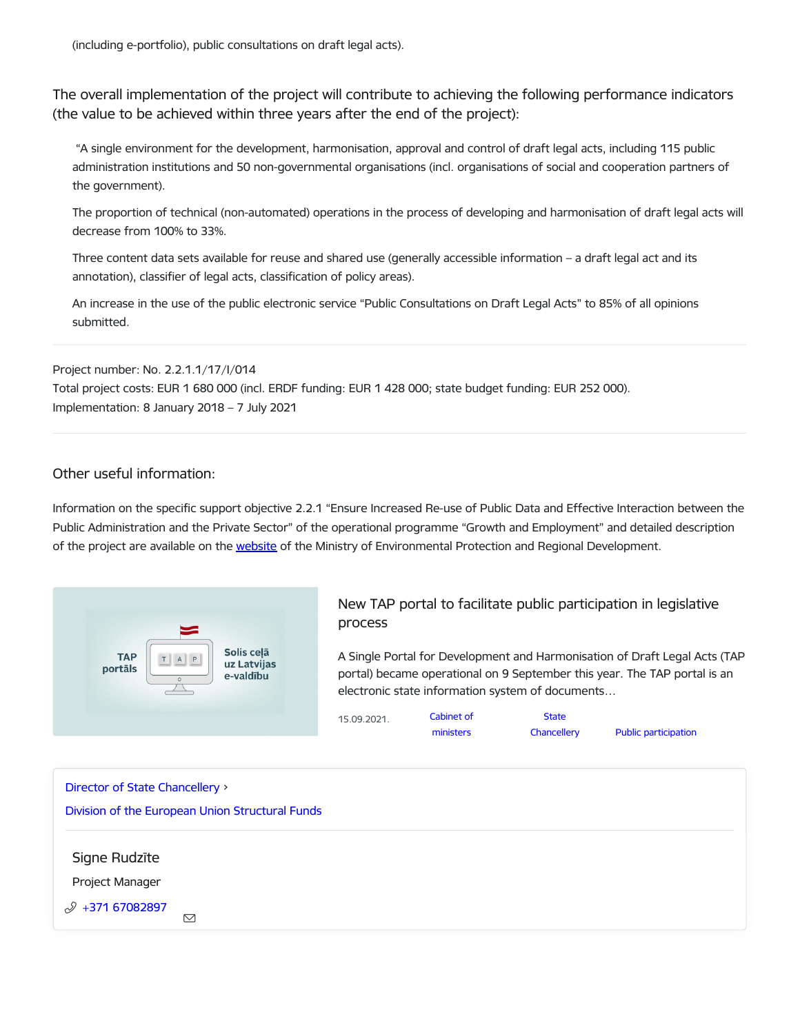(including e-portfolio), public consultations on draft legal acts).

The overall implementation of the project will contribute to achieving the following performance indicators (the value to be achieved within three years after the end of the project):

> "A single environment for the development, harmonisation, approval and control of draft legal acts, including 115 public administration institutions and 50 non-governmental organisations (incl. organisations of social and cooperation partners of the government).
>
> The proportion of technical (non-automated) operations in the process of developing and harmonisation of draft legal acts will decrease from 100% to 33%.
>
> Three content data sets available for reuse and shared use (generally accessible information – a draft legal act and its annotation), classifier of legal acts, classification of policy areas).
>
> An increase in the use of the public electronic service "Public Consultations on Draft Legal Acts" to 85% of all opinions submitted.

---

Project number: No. 2.2.1.1/17/I/014
Total project costs: EUR 1 680 000 (incl. ERDF funding: EUR 1 428 000; state budget funding: EUR 252 000).
Implementation: 8 January 2018 – 7 July 2021

---

## Other useful information:

Information on the specific support objective 2.2.1 "Ensure Increased Re-use of Public Data and Effective Interaction between the Public Administration and the Private Sector" of the operational programme "Growth and Employment" and detailed description of the project are available on the website of the Ministry of Environmental Protection and Regional Development.

TAP portāls — Solis ceļā uz Latvijas e-valdību

### New TAP portal to facilitate public participation in legislative process

A Single Portal for Development and Harmonisation of Draft Legal Acts (TAP portal) became operational on 9 September this year. The TAP portal is an electronic state information system of documents…

15.09.2021. Cabinet of ministers | State Chancellery | Public participation

---

Director of State Chancellery ›
Division of the European Union Structural Funds

Signe Rudzīte
Project Manager
+371 67082897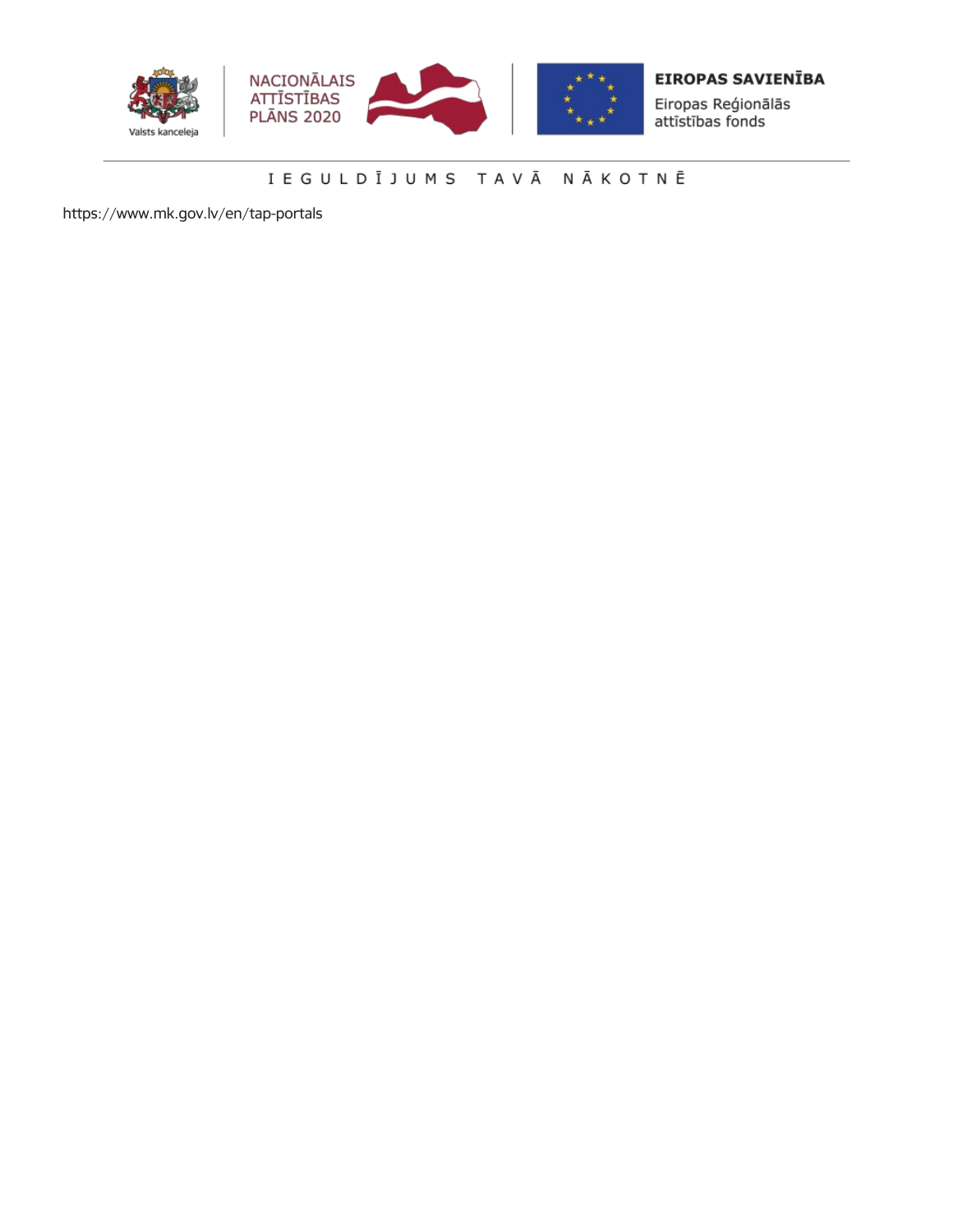https://www.mk.gov.lv/en/tap-portals